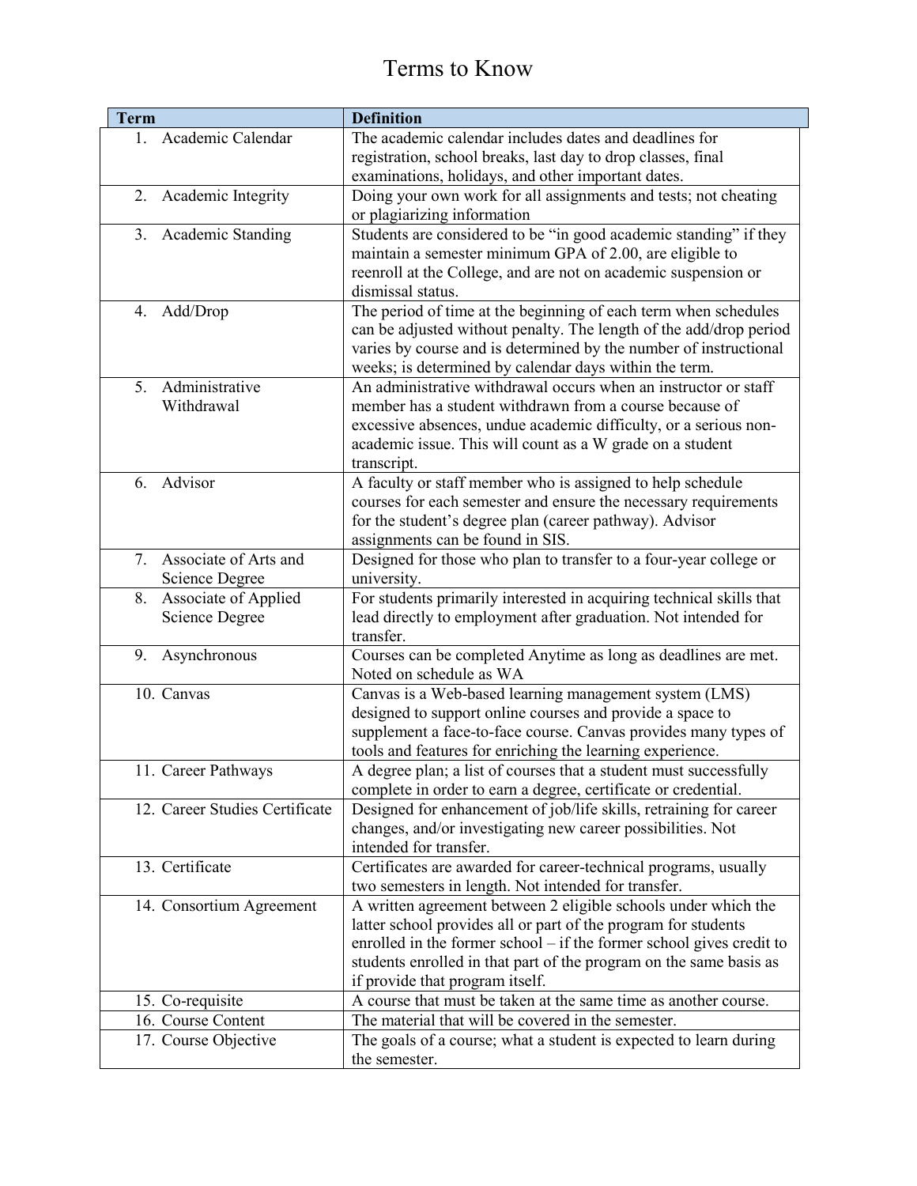# Terms to Know

| Term | Definition |
|---|---|
| 1. Academic Calendar | The academic calendar includes dates and deadlines for registration, school breaks, last day to drop classes, final examinations, holidays, and other important dates. |
| 2. Academic Integrity | Doing your own work for all assignments and tests; not cheating or plagiarizing information |
| 3. Academic Standing | Students are considered to be "in good academic standing" if they maintain a semester minimum GPA of 2.00, are eligible to reenroll at the College, and are not on academic suspension or dismissal status. |
| 4. Add/Drop | The period of time at the beginning of each term when schedules can be adjusted without penalty. The length of the add/drop period varies by course and is determined by the number of instructional weeks; is determined by calendar days within the term. |
| 5. Administrative Withdrawal | An administrative withdrawal occurs when an instructor or staff member has a student withdrawn from a course because of excessive absences, undue academic difficulty, or a serious non-academic issue. This will count as a W grade on a student transcript. |
| 6. Advisor | A faculty or staff member who is assigned to help schedule courses for each semester and ensure the necessary requirements for the student's degree plan (career pathway). Advisor assignments can be found in SIS. |
| 7. Associate of Arts and Science Degree | Designed for those who plan to transfer to a four-year college or university. |
| 8. Associate of Applied Science Degree | For students primarily interested in acquiring technical skills that lead directly to employment after graduation. Not intended for transfer. |
| 9. Asynchronous | Courses can be completed Anytime as long as deadlines are met. Noted on schedule as WA |
| 10. Canvas | Canvas is a Web-based learning management system (LMS) designed to support online courses and provide a space to supplement a face-to-face course. Canvas provides many types of tools and features for enriching the learning experience. |
| 11. Career Pathways | A degree plan; a list of courses that a student must successfully complete in order to earn a degree, certificate or credential. |
| 12. Career Studies Certificate | Designed for enhancement of job/life skills, retraining for career changes, and/or investigating new career possibilities. Not intended for transfer. |
| 13. Certificate | Certificates are awarded for career-technical programs, usually two semesters in length. Not intended for transfer. |
| 14. Consortium Agreement | A written agreement between 2 eligible schools under which the latter school provides all or part of the program for students enrolled in the former school – if the former school gives credit to students enrolled in that part of the program on the same basis as if provide that program itself. |
| 15. Co-requisite | A course that must be taken at the same time as another course. |
| 16. Course Content | The material that will be covered in the semester. |
| 17. Course Objective | The goals of a course; what a student is expected to learn during the semester. |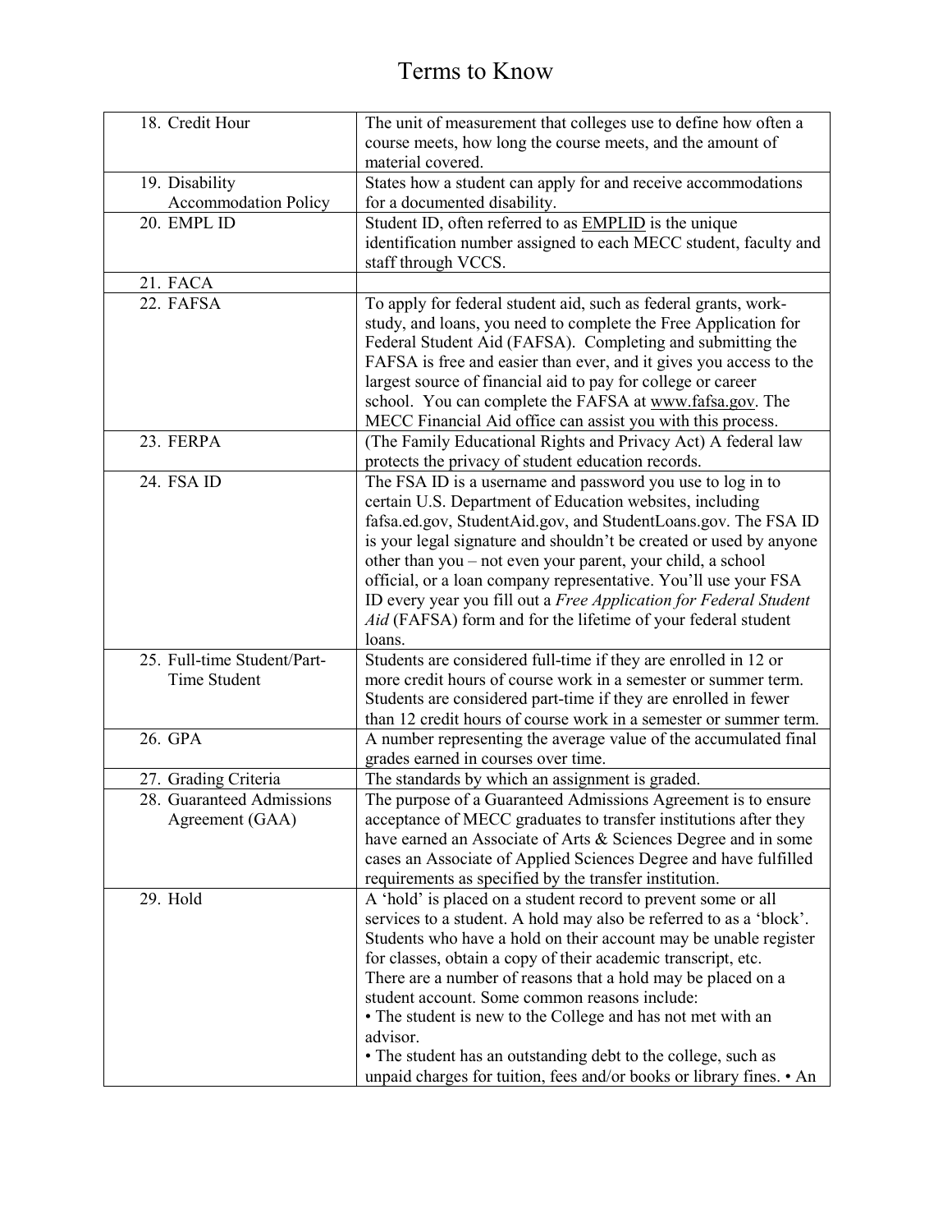# Terms to Know

| | |
|---|---|
| 18. Credit Hour | The unit of measurement that colleges use to define how often a course meets, how long the course meets, and the amount of material covered. |
| 19. Disability Accommodation Policy | States how a student can apply for and receive accommodations for a documented disability. |
| 20. EMPL ID | Student ID, often referred to as EMPLID is the unique identification number assigned to each MECC student, faculty and staff through VCCS. |
| 21. FACA | |
| 22. FAFSA | To apply for federal student aid, such as federal grants, work-study, and loans, you need to complete the Free Application for Federal Student Aid (FAFSA). Completing and submitting the FAFSA is free and easier than ever, and it gives you access to the largest source of financial aid to pay for college or career school. You can complete the FAFSA at www.fafsa.gov. The MECC Financial Aid office can assist you with this process. |
| 23. FERPA | (The Family Educational Rights and Privacy Act) A federal law protects the privacy of student education records. |
| 24. FSA ID | The FSA ID is a username and password you use to log in to certain U.S. Department of Education websites, including fafsa.ed.gov, StudentAid.gov, and StudentLoans.gov. The FSA ID is your legal signature and shouldn't be created or used by anyone other than you – not even your parent, your child, a school official, or a loan company representative. You'll use your FSA ID every year you fill out a *Free Application for Federal Student Aid* (FAFSA) form and for the lifetime of your federal student loans. |
| 25. Full-time Student/Part-Time Student | Students are considered full-time if they are enrolled in 12 or more credit hours of course work in a semester or summer term. Students are considered part-time if they are enrolled in fewer than 12 credit hours of course work in a semester or summer term. |
| 26. GPA | A number representing the average value of the accumulated final grades earned in courses over time. |
| 27. Grading Criteria | The standards by which an assignment is graded. |
| 28. Guaranteed Admissions Agreement (GAA) | The purpose of a Guaranteed Admissions Agreement is to ensure acceptance of MECC graduates to transfer institutions after they have earned an Associate of Arts & Sciences Degree and in some cases an Associate of Applied Sciences Degree and have fulfilled requirements as specified by the transfer institution. |
| 29. Hold | A 'hold' is placed on a student record to prevent some or all services to a student. A hold may also be referred to as a 'block'. Students who have a hold on their account may be unable register for classes, obtain a copy of their academic transcript, etc. There are a number of reasons that a hold may be placed on a student account. Some common reasons include: • The student is new to the College and has not met with an advisor. • The student has an outstanding debt to the college, such as unpaid charges for tuition, fees and/or books or library fines. • An |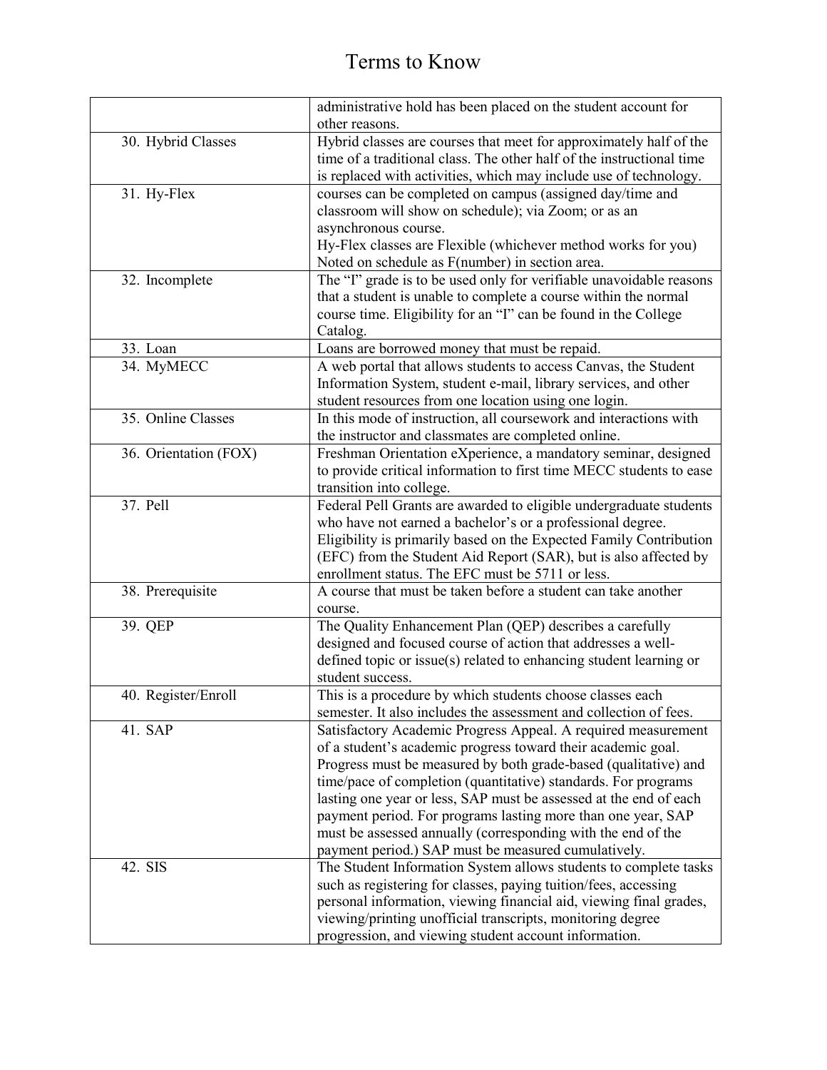# Terms to Know

| | |
|---|---|
| | administrative hold has been placed on the student account for other reasons. |
| 30. Hybrid Classes | Hybrid classes are courses that meet for approximately half of the time of a traditional class. The other half of the instructional time is replaced with activities, which may include use of technology. |
| 31. Hy-Flex | courses can be completed on campus (assigned day/time and classroom will show on schedule); via Zoom; or as an asynchronous course.<br>Hy-Flex classes are Flexible (whichever method works for you)<br>Noted on schedule as F(number) in section area. |
| 32. Incomplete | The "I" grade is to be used only for verifiable unavoidable reasons that a student is unable to complete a course within the normal course time. Eligibility for an "I" can be found in the College Catalog. |
| 33. Loan | Loans are borrowed money that must be repaid. |
| 34. MyMECC | A web portal that allows students to access Canvas, the Student Information System, student e-mail, library services, and other student resources from one location using one login. |
| 35. Online Classes | In this mode of instruction, all coursework and interactions with the instructor and classmates are completed online. |
| 36. Orientation (FOX) | Freshman Orientation eXperience, a mandatory seminar, designed to provide critical information to first time MECC students to ease transition into college. |
| 37. Pell | Federal Pell Grants are awarded to eligible undergraduate students who have not earned a bachelor's or a professional degree. Eligibility is primarily based on the Expected Family Contribution (EFC) from the Student Aid Report (SAR), but is also affected by enrollment status. The EFC must be 5711 or less. |
| 38. Prerequisite | A course that must be taken before a student can take another course. |
| 39. QEP | The Quality Enhancement Plan (QEP) describes a carefully designed and focused course of action that addresses a well-defined topic or issue(s) related to enhancing student learning or student success. |
| 40. Register/Enroll | This is a procedure by which students choose classes each semester. It also includes the assessment and collection of fees. |
| 41. SAP | Satisfactory Academic Progress Appeal. A required measurement of a student's academic progress toward their academic goal. Progress must be measured by both grade-based (qualitative) and time/pace of completion (quantitative) standards. For programs lasting one year or less, SAP must be assessed at the end of each payment period. For programs lasting more than one year, SAP must be assessed annually (corresponding with the end of the payment period.) SAP must be measured cumulatively. |
| 42. SIS | The Student Information System allows students to complete tasks such as registering for classes, paying tuition/fees, accessing personal information, viewing financial aid, viewing final grades, viewing/printing unofficial transcripts, monitoring degree progression, and viewing student account information. |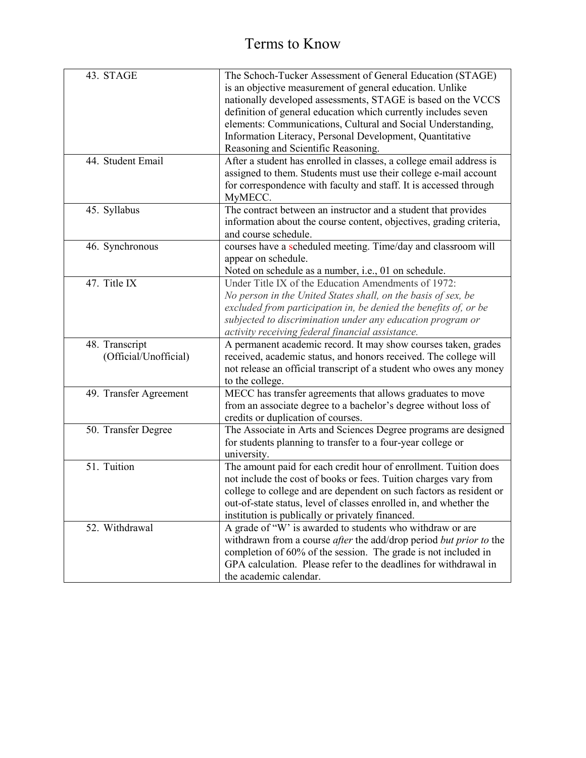# Terms to Know

| | |
|---|---|
| 43. STAGE | The Schoch-Tucker Assessment of General Education (STAGE) is an objective measurement of general education. Unlike nationally developed assessments, STAGE is based on the VCCS definition of general education which currently includes seven elements: Communications, Cultural and Social Understanding, Information Literacy, Personal Development, Quantitative Reasoning and Scientific Reasoning. |
| 44. Student Email | After a student has enrolled in classes, a college email address is assigned to them. Students must use their college e-mail account for correspondence with faculty and staff. It is accessed through MyMECC. |
| 45. Syllabus | The contract between an instructor and a student that provides information about the course content, objectives, grading criteria, and course schedule. |
| 46. Synchronous | courses have a scheduled meeting. Time/day and classroom will appear on schedule. Noted on schedule as a number, i.e., 01 on schedule. |
| 47. Title IX | Under Title IX of the Education Amendments of 1972: *No person in the United States shall, on the basis of sex, be excluded from participation in, be denied the benefits of, or be subjected to discrimination under any education program or activity receiving federal financial assistance.* |
| 48. Transcript (Official/Unofficial) | A permanent academic record. It may show courses taken, grades received, academic status, and honors received. The college will not release an official transcript of a student who owes any money to the college. |
| 49. Transfer Agreement | MECC has transfer agreements that allows graduates to move from an associate degree to a bachelor's degree without loss of credits or duplication of courses. |
| 50. Transfer Degree | The Associate in Arts and Sciences Degree programs are designed for students planning to transfer to a four-year college or university. |
| 51. Tuition | The amount paid for each credit hour of enrollment. Tuition does not include the cost of books or fees. Tuition charges vary from college to college and are dependent on such factors as resident or out-of-state status, level of classes enrolled in, and whether the institution is publically or privately financed. |
| 52. Withdrawal | A grade of "W' is awarded to students who withdraw or are withdrawn from a course *after* the add/drop period *but prior to* the completion of 60% of the session. The grade is not included in GPA calculation. Please refer to the deadlines for withdrawal in the academic calendar. |